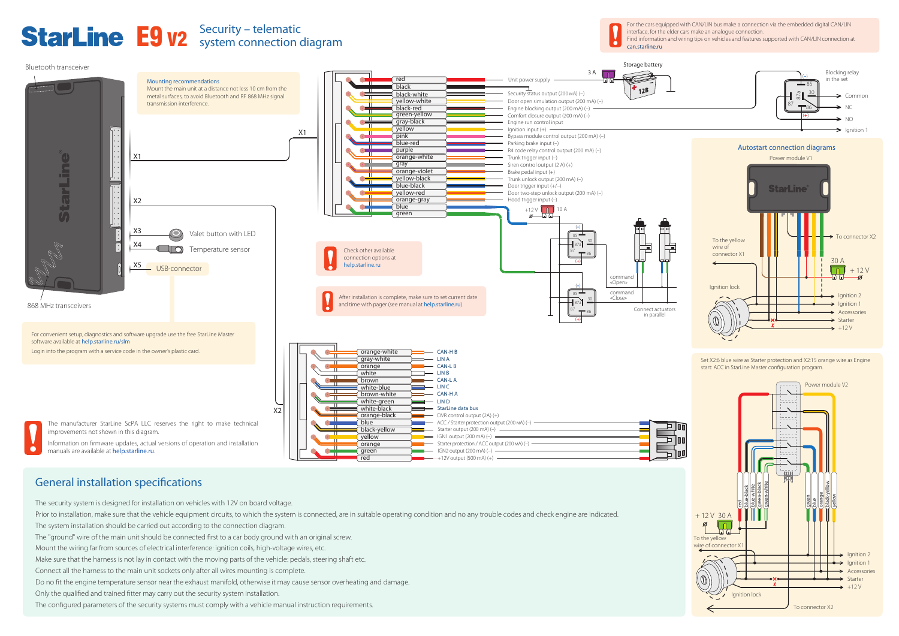# StarLine E9 v2 Security – telematic system connection diagram

For the cars equipped with CAN/LIN bus make a connection via the embedded digital CAN/LIN interface, for the elder cars make an analogue connection.
Find information and wiring tips on vehicles and features supported with CAN/LIN connection at can.starline.ru

Bluetooth transceiver

**Mounting recommendations**
Mount the main unit at a distance not less 10 cm from the metal surfaces, to avoid Bluetooth and RF 868 MHz signal transmission interference.

X1, X2, X3 — Valet button with LED, X4 — Temperature sensor, X5 — USB-connector

868 MHz transceivers

## X1

| Wire | Function |
|---|---|
| red | Unit power supply |
| black | |
| black-white | Security status output (200 mA) (–) |
| yellow-white | Door open simulation output (200 mA) (–) |
| black-red | Engine blocking output (200 mA) (–) |
| green-yellow | Comfort closure output (200 mA) (–) |
| gray-black | Engine run control input |
| yellow | Ignition input (+) |
| pink | Bypass module control output (200 mA) (–) |
| blue-red | Parking brake input (–) |
| purple | R4 code relay control output (200 mA) (–) |
| orange-white | Trunk trigger input (–) |
| gray | Siren control output (2 A) (+) |
| orange-violet | Brake pedal input (+) |
| yellow-black | Trunk unlock output (200 mA) (–) |
| blue-black | Door trigger input (+/–) |
| yellow-red | Door two-step unlock output (200 mA) (–) |
| orange-gray | Hood trigger input (–) |
| blue | |
| green | |

Storage battery, 3 A, 12В. +12 V, 10 A. command «Open», command «Close». Connect actuators in parallel.

Blocking relay in the set: 85, 30, 87a, 87, 86 — Common, NC, NO, Ignition 1.

Check other available connection options at help.starline.ru

After installation is complete, make sure to set current date and time with pager (see manual at help.starline.ru).

For convenient setup, diagnostics and software upgrade use the free StarLine Master software available at help.starline.ru/slm
Login into the program with a service code in the owner's plastic card.

## X2

| Wire | Function |
|---|---|
| orange-white | CAN-H B |
| gray-white | LIN A |
| orange | CAN-L B |
| white | LIN B |
| brown | CAN-L A |
| white-blue | LIN C |
| brown-white | CAN-H A |
| white-green | LIN D |
| white-black | StarLine data bus |
| orange-black | DVR control output (2A) (+) |
| blue | ACC / Starter protection output (200 mA) (–) |
| black-yellow | Starter output (200 mA) (–) |
| yellow | IGN1 output (200 mA) (–) |
| orange | Starter protection / ACC output (200 mA) (–) |
| green | IGN2 output (200 mA) (–) |
| red | +12V output (500 mA) (+) |

The manufacturer StarLine ScPA LLC reserves the right to make technical improvements not shown in this diagram.

Information on firmware updates, actual versions of operation and installation manuals are available at help.starline.ru.

## Autostart connection diagrams

Power module V1

To the yellow wire of connector X1. To connector X2. 30 A, + 12 V. Ignition lock. Ignition 2, Ignition 1, Accessories, Starter, +12 V.

Set X2:6 blue wire as Starter protection and X2:15 orange wire as Engine start: ACC in StarLine Master configuration program.

Power module V2

red, blue-black, blue-white, green-black, green-white, green, blue, orange, black-yellow, yellow

+ 12 V 30 A. To the yellow wire of connector X1. Ignition lock. Ignition 2, Ignition 1, Accessories, Starter, +12 V. To connector X2.

## General installation specifications

The security system is designed for installation on vehicles with 12V on board voltage.

Prior to installation, make sure that the vehicle equipment circuits, to which the system is connected, are in suitable operating condition and no any trouble codes and check engine are indicated.

The system installation should be carried out according to the connection diagram.

The "ground" wire of the main unit should be connected first to a car body ground with an original screw.

Mount the wiring far from sources of electrical interference: ignition coils, high-voltage wires, etc.

Make sure that the harness is not lay in contact with the moving parts of the vehicle: pedals, steering shaft etc.

Connect all the harness to the main unit sockets only after all wires mounting is complete.

Do no fit the engine temperature sensor near the exhaust manifold, otherwise it may cause sensor overheating and damage.

Only the qualified and trained fitter may carry out the security system installation.

The configured parameters of the security systems must comply with a vehicle manual instruction requirements.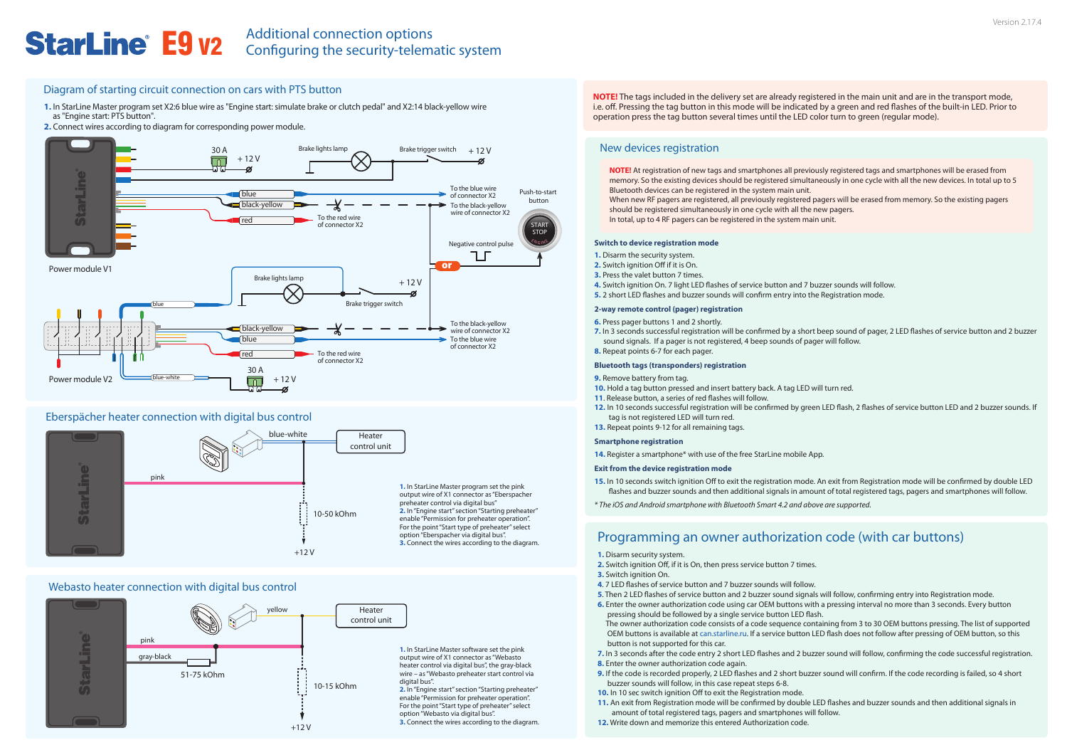# StarLine E9 v2

## Additional connection options
## Configuring the security-telematic system

Version 2.17.4

## Diagram of starting circuit connection on cars with PTS button

**1.** In StarLine Master program set X2:6 blue wire as "Engine start: simulate brake or clutch pedal" and X2:14 black-yellow wire as "Engine start: PTS button".
**2.** Connect wires according to diagram for corresponding power module.

30 A
+ 12 V
Brake lights lamp
Brake trigger switch
+ 12 V
blue
black-yellow
red
To the blue wire of connector X2
To the black-yellow wire of connector X2
To the red wire of connector X2
Push-to-start button
START STOP ENGINE
Negative control pulse
or
Power module V1
Brake lights lamp
+ 12 V
Brake trigger switch
blue
black-yellow
blue
red
To the black-yellow wire of connector X2
To the blue wire of connector X2
To the red wire of connector X2
blue-white
30 A
+ 12 V
Power module V2

## Eberspächer heater connection with digital bus control

blue-white
Heater control unit
pink
10-50 kOhm
+12 V

**1.** In StarLine Master program set the pink output wire of X1 connector as "Eberspacher preheater control via digital bus"
**2.** In "Engine start" section "Starting preheater" enable "Permission for preheater operation". For the point "Start type of preheater" select option "Eberspacher via digital bus".
**3.** Connect the wires according to the diagram.

## Webasto heater connection with digital bus control

yellow
Heater control unit
pink
gray-black
51-75 kOhm
10-15 kOhm
+12 V

**1.** In StarLine Master software set the pink output wire of X1 connector as "Webasto heater control via digital bus", the gray-black wire – as "Webasto preheater start control via digital bus".
**2.** In "Engine start" section "Starting preheater" enable "Permission for preheater operation". For the point "Start type of preheater" select option "Webasto via digital bus".
**3.** Connect the wires according to the diagram.

**NOTE!** The tags included in the delivery set are already registered in the main unit and are in the transport mode, i.e. off. Pressing the tag button in this mode will be indicated by a green and red flashes of the built-in LED. Prior to operation press the tag button several times until the LED color turn to green (regular mode).

## New devices registration

**NOTE!** At registration of new tags and smartphones all previously registered tags and smartphones will be erased from memory. So the existing devices should be registered simultaneously in one cycle with all the new devices. In total up to 5 Bluetooth devices can be registered in the system main unit.
When new RF pagers are registered, all previously registered pagers will be erased from memory. So the existing pagers should be registered simultaneously in one cycle with all the new pagers.
In total, up to 4 RF pagers can be registered in the system main unit.

### Switch to device registration mode

1. Disarm the security system.
2. Switch ignition Off if it is On.
3. Press the valet button 7 times.
4. Switch ignition On. 7 light LED flashes of service button and 7 buzzer sounds will follow.
5. 2 short LED flashes and buzzer sounds will confirm entry into the Registration mode.

### 2-way remote control (pager) registration

6. Press pager buttons 1 and 2 shortly.
7. In 3 seconds successful registration will be confirmed by a short beep sound of pager, 2 LED flashes of service button and 2 buzzer sound signals. If a pager is not registered, 4 beep sounds of pager will follow.
8. Repeat points 6-7 for each pager.

### Bluetooth tags (transponders) registration

9. Remove battery from tag.
10. Hold a tag button pressed and insert battery back. A tag LED will turn red.
11. Release button, a series of red flashes will follow.
12. In 10 seconds successful registration will be confirmed by green LED flash, 2 flashes of service button LED and 2 buzzer sounds. If tag is not registered LED will turn red.
13. Repeat points 9-12 for all remaining tags.

### Smartphone registration

14. Register a smartphone* with use of the free StarLine mobile App.

### Exit from the device registration mode

15. In 10 seconds switch ignition Off to exit the registration mode. An exit from Registration mode will be confirmed by double LED flashes and buzzer sounds and then additional signals in amount of total registered tags, pagers and smartphones will follow.

*\* The iOS and Android smartphone with Bluetooth Smart 4.2 and above are supported.*

## Programming an owner authorization code (with car buttons)

1. Disarm security system.
2. Switch ignition Off, if it is On, then press service button 7 times.
3. Switch ignition On.
4. 7 LED flashes of service button and 7 buzzer sounds will follow.
5. Then 2 LED flashes of service button and 2 buzzer sound signals will follow, confirming entry into Registration mode.
6. Enter the owner authorization code using car OEM buttons with a pressing interval no more than 3 seconds. Every button pressing should be followed by a single service button LED flash.
   The owner authorization code consists of a code sequence containing from 3 to 30 OEM buttons pressing. The list of supported OEM buttons is available at can.starline.ru. If a service button LED flash does not follow after pressing of OEM button, so this button is not supported for this car.
7. In 3 seconds after the code entry 2 short LED flashes and 2 buzzer sound will follow, confirming the code successful registration.
8. Enter the owner authorization code again.
9. If the code is recorded properly, 2 LED flashes and 2 short buzzer sound will confirm. If the code recording is failed, so 4 short buzzer sounds will follow, in this case repeat steps 6-8.
10. In 10 sec switch ignition Off to exit the Registration mode.
11. An exit from Registration mode will be confirmed by double LED flashes and buzzer sounds and then additional signals in amount of total registered tags, pagers and smartphones will follow.
12. Write down and memorize this entered Authorization code.